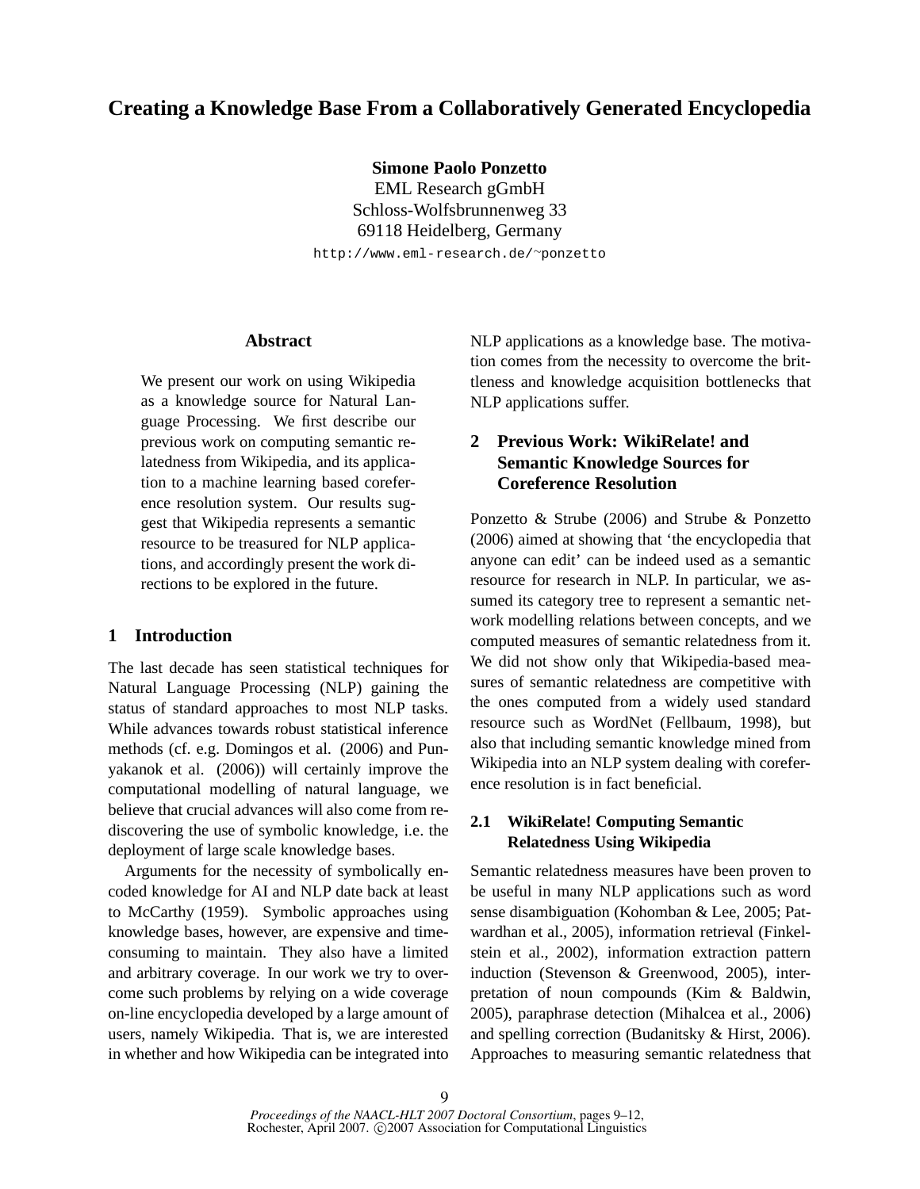# Creating a Knowledge Base From a Collaboratively Generated Encyclopedia

**Simone Paolo Ponzetto**
EML Research gGmbH
Schloss-Wolfsbrunnenweg 33
69118 Heidelberg, Germany
http://www.eml-research.de/~ponzetto

## Abstract

We present our work on using Wikipedia as a knowledge source for Natural Language Processing. We first describe our previous work on computing semantic relatedness from Wikipedia, and its application to a machine learning based coreference resolution system. Our results suggest that Wikipedia represents a semantic resource to be treasured for NLP applications, and accordingly present the work directions to be explored in the future.

## 1 Introduction

The last decade has seen statistical techniques for Natural Language Processing (NLP) gaining the status of standard approaches to most NLP tasks. While advances towards robust statistical inference methods (cf. e.g. Domingos et al. (2006) and Punyakanok et al. (2006)) will certainly improve the computational modelling of natural language, we believe that crucial advances will also come from rediscovering the use of symbolic knowledge, i.e. the deployment of large scale knowledge bases.

Arguments for the necessity of symbolically encoded knowledge for AI and NLP date back at least to McCarthy (1959). Symbolic approaches using knowledge bases, however, are expensive and time-consuming to maintain. They also have a limited and arbitrary coverage. In our work we try to overcome such problems by relying on a wide coverage on-line encyclopedia developed by a large amount of users, namely Wikipedia. That is, we are interested in whether and how Wikipedia can be integrated into NLP applications as a knowledge base. The motivation comes from the necessity to overcome the brittleness and knowledge acquisition bottlenecks that NLP applications suffer.

## 2 Previous Work: WikiRelate! and Semantic Knowledge Sources for Coreference Resolution

Ponzetto & Strube (2006) and Strube & Ponzetto (2006) aimed at showing that 'the encyclopedia that anyone can edit' can be indeed used as a semantic resource for research in NLP. In particular, we assumed its category tree to represent a semantic network modelling relations between concepts, and we computed measures of semantic relatedness from it. We did not show only that Wikipedia-based measures of semantic relatedness are competitive with the ones computed from a widely used standard resource such as WordNet (Fellbaum, 1998), but also that including semantic knowledge mined from Wikipedia into an NLP system dealing with coreference resolution is in fact beneficial.

### 2.1 WikiRelate! Computing Semantic Relatedness Using Wikipedia

Semantic relatedness measures have been proven to be useful in many NLP applications such as word sense disambiguation (Kohomban & Lee, 2005; Patwardhan et al., 2005), information retrieval (Finkelstein et al., 2002), information extraction pattern induction (Stevenson & Greenwood, 2005), interpretation of noun compounds (Kim & Baldwin, 2005), paraphrase detection (Mihalcea et al., 2006) and spelling correction (Budanitsky & Hirst, 2006). Approaches to measuring semantic relatedness that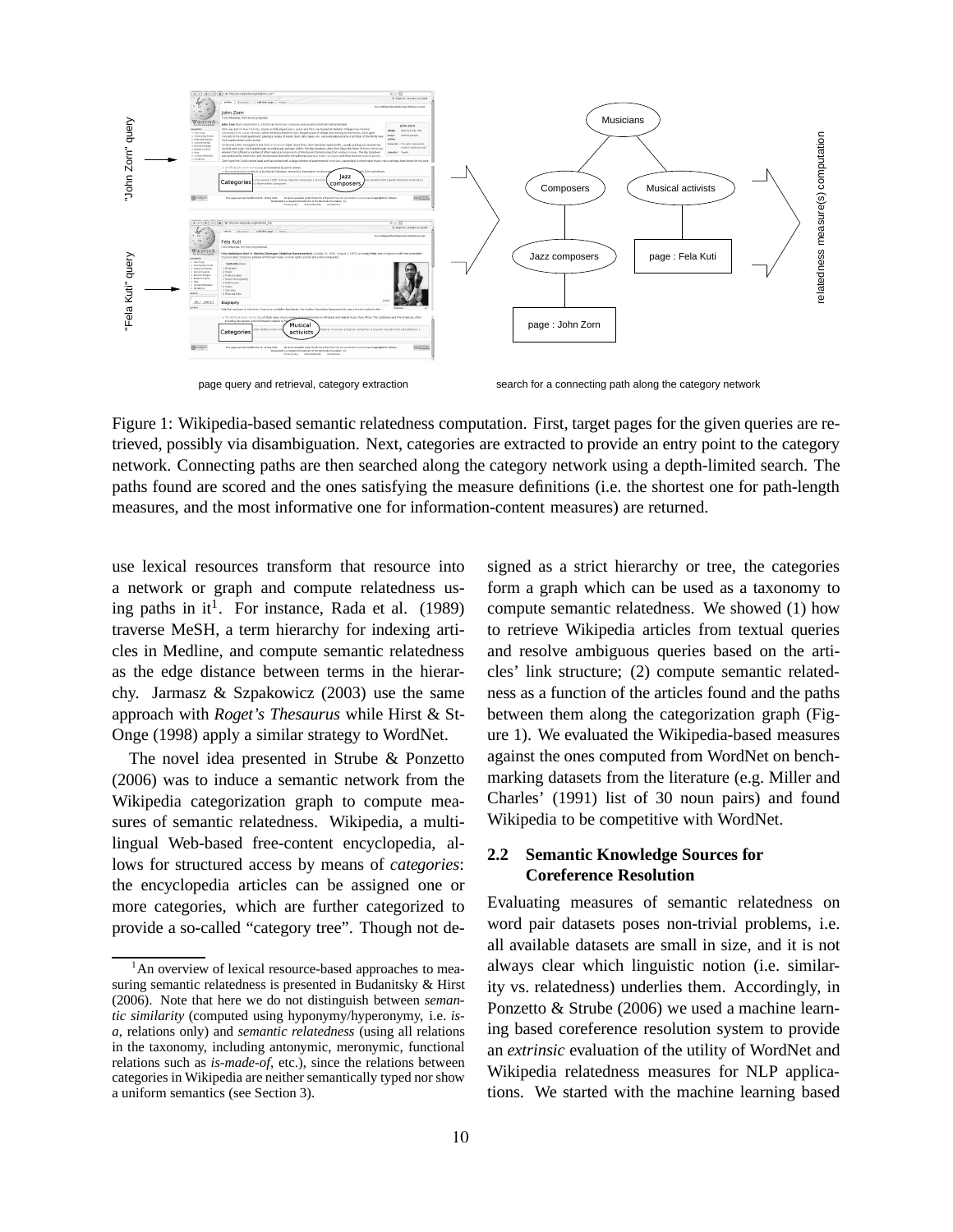Figure 1: Wikipedia-based semantic relatedness computation. First, target pages for the given queries are retrieved, possibly via disambiguation. Next, categories are extracted to provide an entry point to the category network. Connecting paths are then searched along the category network using a depth-limited search. The paths found are scored and the ones satisfying the measure definitions (i.e. the shortest one for path-length measures, and the most informative one for information-content measures) are returned.

use lexical resources transform that resource into a network or graph and compute relatedness using paths in it[1]. For instance, Rada et al. (1989) traverse MeSH, a term hierarchy for indexing articles in Medline, and compute semantic relatedness as the edge distance between terms in the hierarchy. Jarmasz & Szpakowicz (2003) use the same approach with *Roget's Thesaurus* while Hirst & St-Onge (1998) apply a similar strategy to WordNet.

The novel idea presented in Strube & Ponzetto (2006) was to induce a semantic network from the Wikipedia categorization graph to compute measures of semantic relatedness. Wikipedia, a multilingual Web-based free-content encyclopedia, allows for structured access by means of *categories*: the encyclopedia articles can be assigned one or more categories, which are further categorized to provide a so-called "category tree". Though not designed as a strict hierarchy or tree, the categories form a graph which can be used as a taxonomy to compute semantic relatedness. We showed (1) how to retrieve Wikipedia articles from textual queries and resolve ambiguous queries based on the articles' link structure; (2) compute semantic relatedness as a function of the articles found and the paths between them along the categorization graph (Figure 1). We evaluated the Wikipedia-based measures against the ones computed from WordNet on benchmarking datasets from the literature (e.g. Miller and Charles' (1991) list of 30 noun pairs) and found Wikipedia to be competitive with WordNet.

## 2.2 Semantic Knowledge Sources for Coreference Resolution

Evaluating measures of semantic relatedness on word pair datasets poses non-trivial problems, i.e. all available datasets are small in size, and it is not always clear which linguistic notion (i.e. similarity vs. relatedness) underlies them. Accordingly, in Ponzetto & Strube (2006) we used a machine learning based coreference resolution system to provide an *extrinsic* evaluation of the utility of WordNet and Wikipedia relatedness measures for NLP applications. We started with the machine learning based

[1] An overview of lexical resource-based approaches to measuring semantic relatedness is presented in Budanitsky & Hirst (2006). Note that here we do not distinguish between *semantic similarity* (computed using hyponymy/hyperonymy, i.e. *is-a*, relations only) and *semantic relatedness* (using all relations in the taxonomy, including antonymic, meronymic, functional relations such as *is-made-of*, etc.), since the relations between categories in Wikipedia are neither semantically typed nor show a uniform semantics (see Section 3).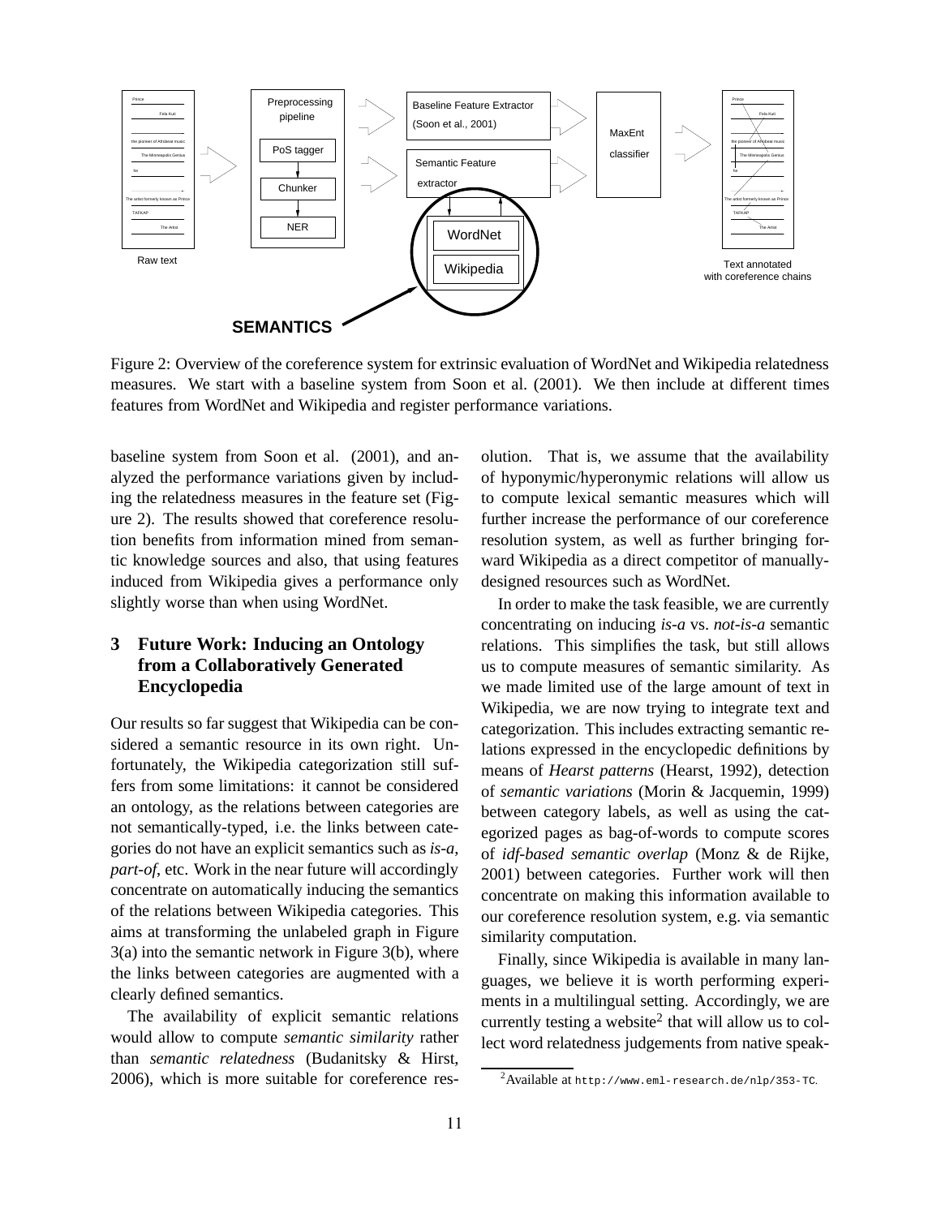Figure 2: Overview of the coreference system for extrinsic evaluation of WordNet and Wikipedia relatedness measures. We start with a baseline system from Soon et al. (2001). We then include at different times features from WordNet and Wikipedia and register performance variations.

baseline system from Soon et al. (2001), and analyzed the performance variations given by including the relatedness measures in the feature set (Figure 2). The results showed that coreference resolution benefits from information mined from semantic knowledge sources and also, that using features induced from Wikipedia gives a performance only slightly worse than when using WordNet.

## 3 Future Work: Inducing an Ontology from a Collaboratively Generated Encyclopedia

Our results so far suggest that Wikipedia can be considered a semantic resource in its own right. Unfortunately, the Wikipedia categorization still suffers from some limitations: it cannot be considered an ontology, as the relations between categories are not semantically-typed, i.e. the links between categories do not have an explicit semantics such as *is-a*, *part-of*, etc. Work in the near future will accordingly concentrate on automatically inducing the semantics of the relations between Wikipedia categories. This aims at transforming the unlabeled graph in Figure 3(a) into the semantic network in Figure 3(b), where the links between categories are augmented with a clearly defined semantics.

The availability of explicit semantic relations would allow to compute *semantic similarity* rather than *semantic relatedness* (Budanitsky & Hirst, 2006), which is more suitable for coreference resolution. That is, we assume that the availability of hyponymic/hyperonymic relations will allow us to compute lexical semantic measures which will further increase the performance of our coreference resolution system, as well as further bringing forward Wikipedia as a direct competitor of manually-designed resources such as WordNet.

In order to make the task feasible, we are currently concentrating on inducing *is-a* vs. *not-is-a* semantic relations. This simplifies the task, but still allows us to compute measures of semantic similarity. As we made limited use of the large amount of text in Wikipedia, we are now trying to integrate text and categorization. This includes extracting semantic relations expressed in the encyclopedic definitions by means of *Hearst patterns* (Hearst, 1992), detection of *semantic variations* (Morin & Jacquemin, 1999) between category labels, as well as using the categorized pages as bag-of-words to compute scores of *idf-based semantic overlap* (Monz & de Rijke, 2001) between categories. Further work will then concentrate on making this information available to our coreference resolution system, e.g. via semantic similarity computation.

Finally, since Wikipedia is available in many languages, we believe it is worth performing experiments in a multilingual setting. Accordingly, we are currently testing a website[2] that will allow us to collect word relatedness judgements from native speak-

[2] Available at `http://www.eml-research.de/nlp/353-TC`.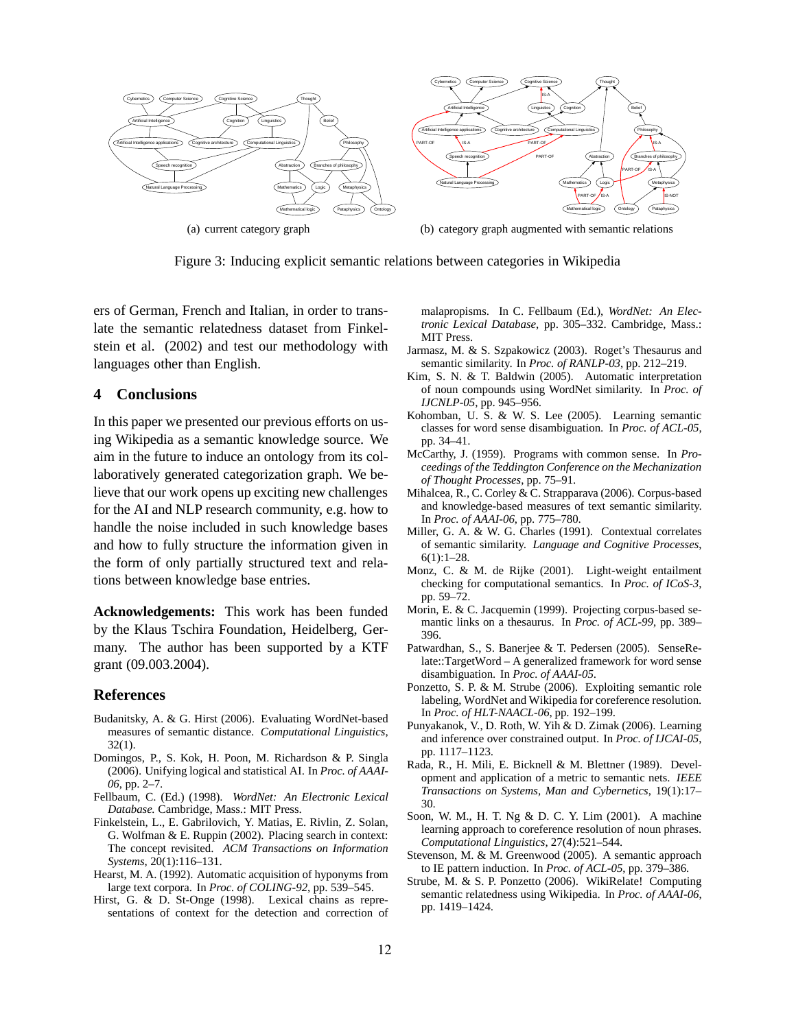(a) current category graph

(b) category graph augmented with semantic relations

Figure 3: Inducing explicit semantic relations between categories in Wikipedia

ers of German, French and Italian, in order to translate the semantic relatedness dataset from Finkelstein et al. (2002) and test our methodology with languages other than English.

## 4 Conclusions

In this paper we presented our previous efforts on using Wikipedia as a semantic knowledge source. We aim in the future to induce an ontology from its collaboratively generated categorization graph. We believe that our work opens up exciting new challenges for the AI and NLP research community, e.g. how to handle the noise included in such knowledge bases and how to fully structure the information given in the form of only partially structured text and relations between knowledge base entries.

**Acknowledgements:** This work has been funded by the Klaus Tschira Foundation, Heidelberg, Germany. The author has been supported by a KTF grant (09.003.2004).

## References

Budanitsky, A. & G. Hirst (2006). Evaluating WordNet-based measures of semantic distance. *Computational Linguistics*, 32(1).

Domingos, P., S. Kok, H. Poon, M. Richardson & P. Singla (2006). Unifying logical and statistical AI. In *Proc. of AAAI-06*, pp. 2–7.

Fellbaum, C. (Ed.) (1998). *WordNet: An Electronic Lexical Database.* Cambridge, Mass.: MIT Press.

Finkelstein, L., E. Gabrilovich, Y. Matias, E. Rivlin, Z. Solan, G. Wolfman & E. Ruppin (2002). Placing search in context: The concept revisited. *ACM Transactions on Information Systems*, 20(1):116–131.

Hearst, M. A. (1992). Automatic acquisition of hyponyms from large text corpora. In *Proc. of COLING-92*, pp. 539–545.

Hirst, G. & D. St-Onge (1998). Lexical chains as representations of context for the detection and correction of malapropisms. In C. Fellbaum (Ed.), *WordNet: An Electronic Lexical Database*, pp. 305–332. Cambridge, Mass.: MIT Press.

Jarmasz, M. & S. Szpakowicz (2003). Roget's Thesaurus and semantic similarity. In *Proc. of RANLP-03*, pp. 212–219.

Kim, S. N. & T. Baldwin (2005). Automatic interpretation of noun compounds using WordNet similarity. In *Proc. of IJCNLP-05*, pp. 945–956.

Kohomban, U. S. & W. S. Lee (2005). Learning semantic classes for word sense disambiguation. In *Proc. of ACL-05*, pp. 34–41.

McCarthy, J. (1959). Programs with common sense. In *Proceedings of the Teddington Conference on the Mechanization of Thought Processes*, pp. 75–91.

Mihalcea, R., C. Corley & C. Strapparava (2006). Corpus-based and knowledge-based measures of text semantic similarity. In *Proc. of AAAI-06*, pp. 775–780.

Miller, G. A. & W. G. Charles (1991). Contextual correlates of semantic similarity. *Language and Cognitive Processes*, 6(1):1–28.

Monz, C. & M. de Rijke (2001). Light-weight entailment checking for computational semantics. In *Proc. of ICoS-3*, pp. 59–72.

Morin, E. & C. Jacquemin (1999). Projecting corpus-based semantic links on a thesaurus. In *Proc. of ACL-99*, pp. 389–396.

Patwardhan, S., S. Banerjee & T. Pedersen (2005). SenseRelate::TargetWord – A generalized framework for word sense disambiguation. In *Proc. of AAAI-05*.

Ponzetto, S. P. & M. Strube (2006). Exploiting semantic role labeling, WordNet and Wikipedia for coreference resolution. In *Proc. of HLT-NAACL-06*, pp. 192–199.

Punyakanok, V., D. Roth, W. Yih & D. Zimak (2006). Learning and inference over constrained output. In *Proc. of IJCAI-05*, pp. 1117–1123.

Rada, R., H. Mili, E. Bicknell & M. Blettner (1989). Development and application of a metric to semantic nets. *IEEE Transactions on Systems, Man and Cybernetics*, 19(1):17–30.

Soon, W. M., H. T. Ng & D. C. Y. Lim (2001). A machine learning approach to coreference resolution of noun phrases. *Computational Linguistics*, 27(4):521–544.

Stevenson, M. & M. Greenwood (2005). A semantic approach to IE pattern induction. In *Proc. of ACL-05*, pp. 379–386.

Strube, M. & S. P. Ponzetto (2006). WikiRelate! Computing semantic relatedness using Wikipedia. In *Proc. of AAAI-06*, pp. 1419–1424.